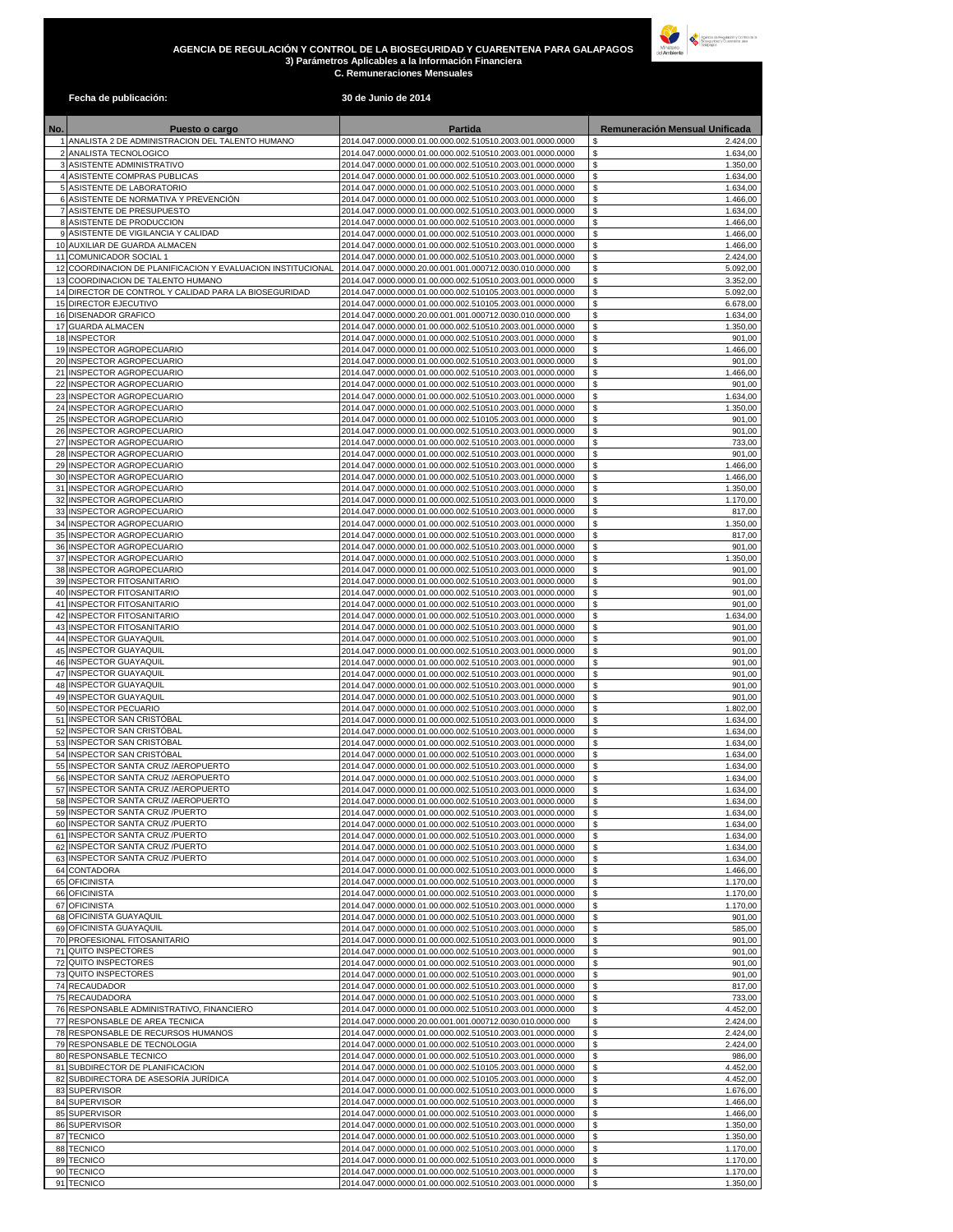# AGENCIA DE REGULACIÓN Y CONTROL DE LA BIOSEGURIDAD Y CUARENTENA PARA GALAPAGOS

**3) Parámetros Aplicables a la Información Financiera**

**C. Remuneraciones Mensuales**

**Fecha de publicación:** **30 de Junio de 2014**

| No. | Puesto o cargo | Partida | Remuneración Mensual Unificada |
|---|---|---|---|
| 1 | ANALISTA 2 DE ADMINISTRACION DEL TALENTO HUMANO | 2014.047.0000.0000.01.00.000.002.510510.2003.001.0000.0000 | $ 2.424,00 |
| 2 | ANALISTA TECNOLOGICO | 2014.047.0000.0000.01.00.000.002.510510.2003.001.0000.0000 | $ 1.634,00 |
| 3 | ASISTENTE ADMINISTRATIVO | 2014.047.0000.0000.01.00.000.002.510510.2003.001.0000.0000 | $ 1.350,00 |
| 4 | ASISTENTE COMPRAS PUBLICAS | 2014.047.0000.0000.01.00.000.002.510510.2003.001.0000.0000 | $ 1.634,00 |
| 5 | ASISTENTE DE LABORATORIO | 2014.047.0000.0000.01.00.000.002.510510.2003.001.0000.0000 | $ 1.634,00 |
| 6 | ASISTENTE DE NORMATIVA Y PREVENCIÓN | 2014.047.0000.0000.01.00.000.002.510510.2003.001.0000.0000 | $ 1.466,00 |
| 7 | ASISTENTE DE PRESUPUESTO | 2014.047.0000.0000.01.00.000.002.510510.2003.001.0000.0000 | $ 1.634,00 |
| 8 | ASISTENTE DE PRODUCCION | 2014.047.0000.0000.01.00.000.002.510510.2003.001.0000.0000 | $ 1.466,00 |
| 9 | ASISTENTE DE VIGILANCIA Y CALIDAD | 2014.047.0000.0000.01.00.000.002.510510.2003.001.0000.0000 | $ 1.466,00 |
| 10 | AUXILIAR DE GUARDA ALMACEN | 2014.047.0000.0000.01.00.000.002.510510.2003.001.0000.0000 | $ 1.466,00 |
| 11 | COMUNICADOR SOCIAL 1 | 2014.047.0000.0000.01.00.000.002.510510.2003.001.0000.0000 | $ 2.424,00 |
| 12 | COORDINACION DE PLANIFICACION Y EVALUACION INSTITUCIONAL | 2014.047.0000.0000.20.00.001.001.000712.0030.010.0000.000 | $ 5.092,00 |
| 13 | COORDINACION DE TALENTO HUMANO | 2014.047.0000.0000.01.00.000.002.510510.2003.001.0000.0000 | $ 3.352,00 |
| 14 | DIRECTOR DE CONTROL Y CALIDAD PARA LA BIOSEGURIDAD | 2014.047.0000.0000.01.00.000.002.510105.2003.001.0000.0000 | $ 5.092,00 |
| 15 | DIRECTOR EJECUTIVO | 2014.047.0000.0000.01.00.000.002.510105.2003.001.0000.0000 | $ 6.678,00 |
| 16 | DISENADOR GRAFICO | 2014.047.0000.0000.20.00.001.001.000712.0030.010.0000.000 | $ 1.634,00 |
| 17 | GUARDA ALMACEN | 2014.047.0000.0000.01.00.000.002.510510.2003.001.0000.0000 | $ 1.350,00 |
| 18 | INSPECTOR | 2014.047.0000.0000.01.00.000.002.510510.2003.001.0000.0000 | $ 901,00 |
| 19 | INSPECTOR AGROPECUARIO | 2014.047.0000.0000.01.00.000.002.510510.2003.001.0000.0000 | $ 1.466,00 |
| 20 | INSPECTOR AGROPECUARIO | 2014.047.0000.0000.01.00.000.002.510510.2003.001.0000.0000 | $ 901,00 |
| 21 | INSPECTOR AGROPECUARIO | 2014.047.0000.0000.01.00.000.002.510510.2003.001.0000.0000 | $ 1.466,00 |
| 22 | INSPECTOR AGROPECUARIO | 2014.047.0000.0000.01.00.000.002.510510.2003.001.0000.0000 | $ 901,00 |
| 23 | INSPECTOR AGROPECUARIO | 2014.047.0000.0000.01.00.000.002.510510.2003.001.0000.0000 | $ 1.634,00 |
| 24 | INSPECTOR AGROPECUARIO | 2014.047.0000.0000.01.00.000.002.510510.2003.001.0000.0000 | $ 1.350,00 |
| 25 | INSPECTOR AGROPECUARIO | 2014.047.0000.0000.01.00.000.002.510105.2003.001.0000.0000 | $ 901,00 |
| 26 | INSPECTOR AGROPECUARIO | 2014.047.0000.0000.01.00.000.002.510510.2003.001.0000.0000 | $ 901,00 |
| 27 | INSPECTOR AGROPECUARIO | 2014.047.0000.0000.01.00.000.002.510510.2003.001.0000.0000 | $ 733,00 |
| 28 | INSPECTOR AGROPECUARIO | 2014.047.0000.0000.01.00.000.002.510510.2003.001.0000.0000 | $ 901,00 |
| 29 | INSPECTOR AGROPECUARIO | 2014.047.0000.0000.01.00.000.002.510510.2003.001.0000.0000 | $ 1.466,00 |
| 30 | INSPECTOR AGROPECUARIO | 2014.047.0000.0000.01.00.000.002.510510.2003.001.0000.0000 | $ 1.466,00 |
| 31 | INSPECTOR AGROPECUARIO | 2014.047.0000.0000.01.00.000.002.510510.2003.001.0000.0000 | $ 1.350,00 |
| 32 | INSPECTOR AGROPECUARIO | 2014.047.0000.0000.01.00.000.002.510510.2003.001.0000.0000 | $ 1.170,00 |
| 33 | INSPECTOR AGROPECUARIO | 2014.047.0000.0000.01.00.000.002.510510.2003.001.0000.0000 | $ 817,00 |
| 34 | INSPECTOR AGROPECUARIO | 2014.047.0000.0000.01.00.000.002.510510.2003.001.0000.0000 | $ 1.350,00 |
| 35 | INSPECTOR AGROPECUARIO | 2014.047.0000.0000.01.00.000.002.510510.2003.001.0000.0000 | $ 817,00 |
| 36 | INSPECTOR AGROPECUARIO | 2014.047.0000.0000.01.00.000.002.510510.2003.001.0000.0000 | $ 901,00 |
| 37 | INSPECTOR AGROPECUARIO | 2014.047.0000.0000.01.00.000.002.510510.2003.001.0000.0000 | $ 1.350,00 |
| 38 | INSPECTOR AGROPECUARIO | 2014.047.0000.0000.01.00.000.002.510510.2003.001.0000.0000 | $ 901,00 |
| 39 | INSPECTOR FITOSANITARIO | 2014.047.0000.0000.01.00.000.002.510510.2003.001.0000.0000 | $ 901,00 |
| 40 | INSPECTOR FITOSANITARIO | 2014.047.0000.0000.01.00.000.002.510510.2003.001.0000.0000 | $ 901,00 |
| 41 | INSPECTOR FITOSANITARIO | 2014.047.0000.0000.01.00.000.002.510510.2003.001.0000.0000 | $ 901,00 |
| 42 | INSPECTOR FITOSANITARIO | 2014.047.0000.0000.01.00.000.002.510510.2003.001.0000.0000 | $ 1.634,00 |
| 43 | INSPECTOR FITOSANITARIO | 2014.047.0000.0000.01.00.000.002.510510.2003.001.0000.0000 | $ 901,00 |
| 44 | INSPECTOR GUAYAQUIL | 2014.047.0000.0000.01.00.000.002.510510.2003.001.0000.0000 | $ 901,00 |
| 45 | INSPECTOR GUAYAQUIL | 2014.047.0000.0000.01.00.000.002.510510.2003.001.0000.0000 | $ 901,00 |
| 46 | INSPECTOR GUAYAQUIL | 2014.047.0000.0000.01.00.000.002.510510.2003.001.0000.0000 | $ 901,00 |
| 47 | INSPECTOR GUAYAQUIL | 2014.047.0000.0000.01.00.000.002.510510.2003.001.0000.0000 | $ 901,00 |
| 48 | INSPECTOR GUAYAQUIL | 2014.047.0000.0000.01.00.000.002.510510.2003.001.0000.0000 | $ 901,00 |
| 49 | INSPECTOR GUAYAQUIL | 2014.047.0000.0000.01.00.000.002.510510.2003.001.0000.0000 | $ 901,00 |
| 50 | INSPECTOR PECUARIO | 2014.047.0000.0000.01.00.000.002.510510.2003.001.0000.0000 | $ 1.802,00 |
| 51 | INSPECTOR SAN CRISTÓBAL | 2014.047.0000.0000.01.00.000.002.510510.2003.001.0000.0000 | $ 1.634,00 |
| 52 | INSPECTOR SAN CRISTÓBAL | 2014.047.0000.0000.01.00.000.002.510510.2003.001.0000.0000 | $ 1.634,00 |
| 53 | INSPECTOR SAN CRISTÓBAL | 2014.047.0000.0000.01.00.000.002.510510.2003.001.0000.0000 | $ 1.634,00 |
| 54 | INSPECTOR SAN CRISTÓBAL | 2014.047.0000.0000.01.00.000.002.510510.2003.001.0000.0000 | $ 1.634,00 |
| 55 | INSPECTOR SANTA CRUZ /AEROPUERTO | 2014.047.0000.0000.01.00.000.002.510510.2003.001.0000.0000 | $ 1.634,00 |
| 56 | INSPECTOR SANTA CRUZ /AEROPUERTO | 2014.047.0000.0000.01.00.000.002.510510.2003.001.0000.0000 | $ 1.634,00 |
| 57 | INSPECTOR SANTA CRUZ /AEROPUERTO | 2014.047.0000.0000.01.00.000.002.510510.2003.001.0000.0000 | $ 1.634,00 |
| 58 | INSPECTOR SANTA CRUZ /AEROPUERTO | 2014.047.0000.0000.01.00.000.002.510510.2003.001.0000.0000 | $ 1.634,00 |
| 59 | INSPECTOR SANTA CRUZ /PUERTO | 2014.047.0000.0000.01.00.000.002.510510.2003.001.0000.0000 | $ 1.634,00 |
| 60 | INSPECTOR SANTA CRUZ /PUERTO | 2014.047.0000.0000.01.00.000.002.510510.2003.001.0000.0000 | $ 1.634,00 |
| 61 | INSPECTOR SANTA CRUZ /PUERTO | 2014.047.0000.0000.01.00.000.002.510510.2003.001.0000.0000 | $ 1.634,00 |
| 62 | INSPECTOR SANTA CRUZ /PUERTO | 2014.047.0000.0000.01.00.000.002.510510.2003.001.0000.0000 | $ 1.634,00 |
| 63 | INSPECTOR SANTA CRUZ /PUERTO | 2014.047.0000.0000.01.00.000.002.510510.2003.001.0000.0000 | $ 1.634,00 |
| 64 | CONTADORA | 2014.047.0000.0000.01.00.000.002.510510.2003.001.0000.0000 | $ 1.466,00 |
| 65 | OFICINISTA | 2014.047.0000.0000.01.00.000.002.510510.2003.001.0000.0000 | $ 1.170,00 |
| 66 | OFICINISTA | 2014.047.0000.0000.01.00.000.002.510510.2003.001.0000.0000 | $ 1.170,00 |
| 67 | OFICINISTA | 2014.047.0000.0000.01.00.000.002.510510.2003.001.0000.0000 | $ 1.170,00 |
| 68 | OFICINISTA GUAYAQUIL | 2014.047.0000.0000.01.00.000.002.510510.2003.001.0000.0000 | $ 901,00 |
| 69 | OFICINISTA GUAYAQUIL | 2014.047.0000.0000.01.00.000.002.510510.2003.001.0000.0000 | $ 585,00 |
| 70 | PROFESIONAL FITOSANITARIO | 2014.047.0000.0000.01.00.000.002.510510.2003.001.0000.0000 | $ 901,00 |
| 71 | QUITO INSPECTORES | 2014.047.0000.0000.01.00.000.002.510510.2003.001.0000.0000 | $ 901,00 |
| 72 | QUITO INSPECTORES | 2014.047.0000.0000.01.00.000.002.510510.2003.001.0000.0000 | $ 901,00 |
| 73 | QUITO INSPECTORES | 2014.047.0000.0000.01.00.000.002.510510.2003.001.0000.0000 | $ 901,00 |
| 74 | RECAUDADOR | 2014.047.0000.0000.01.00.000.002.510510.2003.001.0000.0000 | $ 817,00 |
| 75 | RECAUDADORA | 2014.047.0000.0000.01.00.000.002.510510.2003.001.0000.0000 | $ 733,00 |
| 76 | RESPONSABLE ADMINISTRATIVO, FINANCIERO | 2014.047.0000.0000.01.00.000.002.510510.2003.001.0000.0000 | $ 4.452,00 |
| 77 | RESPONSABLE DE AREA TECNICA | 2014.047.0000.0000.20.00.001.001.000712.0030.010.0000.000 | $ 2.424,00 |
| 78 | RESPONSABLE DE RECURSOS HUMANOS | 2014.047.0000.0000.01.00.000.002.510510.2003.001.0000.0000 | $ 2.424,00 |
| 79 | RESPONSABLE DE TECNOLOGIA | 2014.047.0000.0000.01.00.000.002.510510.2003.001.0000.0000 | $ 2.424,00 |
| 80 | RESPONSABLE TECNICO | 2014.047.0000.0000.01.00.000.002.510510.2003.001.0000.0000 | $ 986,00 |
| 81 | SUBDIRECTOR DE PLANIFICACION | 2014.047.0000.0000.01.00.000.002.510105.2003.001.0000.0000 | $ 4.452,00 |
| 82 | SUBDIRECTORA DE ASESORÍA JURÍDICA | 2014.047.0000.0000.01.00.000.002.510105.2003.001.0000.0000 | $ 4.452,00 |
| 83 | SUPERVISOR | 2014.047.0000.0000.01.00.000.002.510510.2003.001.0000.0000 | $ 1.676,00 |
| 84 | SUPERVISOR | 2014.047.0000.0000.01.00.000.002.510510.2003.001.0000.0000 | $ 1.466,00 |
| 85 | SUPERVISOR | 2014.047.0000.0000.01.00.000.002.510510.2003.001.0000.0000 | $ 1.466,00 |
| 86 | SUPERVISOR | 2014.047.0000.0000.01.00.000.002.510510.2003.001.0000.0000 | $ 1.350,00 |
| 87 | TECNICO | 2014.047.0000.0000.01.00.000.002.510510.2003.001.0000.0000 | $ 1.350,00 |
| 88 | TECNICO | 2014.047.0000.0000.01.00.000.002.510510.2003.001.0000.0000 | $ 1.170,00 |
| 89 | TECNICO | 2014.047.0000.0000.01.00.000.002.510510.2003.001.0000.0000 | $ 1.170,00 |
| 90 | TECNICO | 2014.047.0000.0000.01.00.000.002.510510.2003.001.0000.0000 | $ 1.170,00 |
| 91 | TECNICO | 2014.047.0000.0000.01.00.000.002.510510.2003.001.0000.0000 | $ 1.350,00 |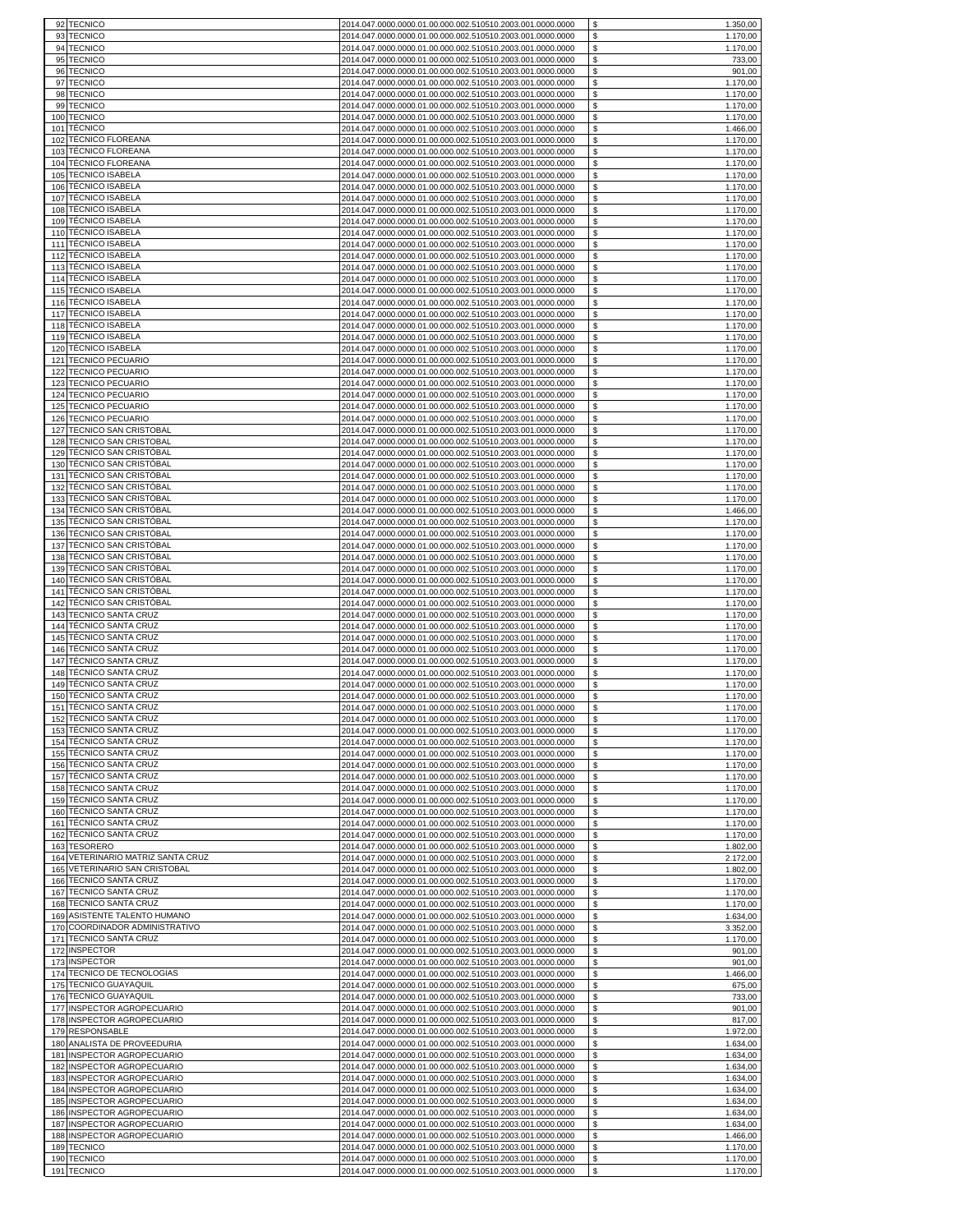| | | | | |
|---|---|---|---|---|
| 92 | TECNICO | 2014.047.0000.0000.01.00.000.002.510510.2003.001.0000.0000 | $ | 1.350,00 |
| 93 | TECNICO | 2014.047.0000.0000.01.00.000.002.510510.2003.001.0000.0000 | $ | 1.170,00 |
| 94 | TECNICO | 2014.047.0000.0000.01.00.000.002.510510.2003.001.0000.0000 | $ | 1.170,00 |
| 95 | TECNICO | 2014.047.0000.0000.01.00.000.002.510510.2003.001.0000.0000 | $ | 733,00 |
| 96 | TECNICO | 2014.047.0000.0000.01.00.000.002.510510.2003.001.0000.0000 | $ | 901,00 |
| 97 | TECNICO | 2014.047.0000.0000.01.00.000.002.510510.2003.001.0000.0000 | $ | 1.170,00 |
| 98 | TECNICO | 2014.047.0000.0000.01.00.000.002.510510.2003.001.0000.0000 | $ | 1.170,00 |
| 99 | TECNICO | 2014.047.0000.0000.01.00.000.002.510510.2003.001.0000.0000 | $ | 1.170,00 |
| 100 | TECNICO | 2014.047.0000.0000.01.00.000.002.510510.2003.001.0000.0000 | $ | 1.170,00 |
| 101 | TÉCNICO | 2014.047.0000.0000.01.00.000.002.510510.2003.001.0000.0000 | $ | 1.466,00 |
| 102 | TÉCNICO FLOREANA | 2014.047.0000.0000.01.00.000.002.510510.2003.001.0000.0000 | $ | 1.170,00 |
| 103 | TÉCNICO FLOREANA | 2014.047.0000.0000.01.00.000.002.510510.2003.001.0000.0000 | $ | 1.170,00 |
| 104 | TÉCNICO FLOREANA | 2014.047.0000.0000.01.00.000.002.510510.2003.001.0000.0000 | $ | 1.170,00 |
| 105 | TECNICO ISABELA | 2014.047.0000.0000.01.00.000.002.510510.2003.001.0000.0000 | $ | 1.170,00 |
| 106 | TÉCNICO ISABELA | 2014.047.0000.0000.01.00.000.002.510510.2003.001.0000.0000 | $ | 1.170,00 |
| 107 | TÉCNICO ISABELA | 2014.047.0000.0000.01.00.000.002.510510.2003.001.0000.0000 | $ | 1.170,00 |
| 108 | TÉCNICO ISABELA | 2014.047.0000.0000.01.00.000.002.510510.2003.001.0000.0000 | $ | 1.170,00 |
| 109 | TÉCNICO ISABELA | 2014.047.0000.0000.01.00.000.002.510510.2003.001.0000.0000 | $ | 1.170,00 |
| 110 | TÉCNICO ISABELA | 2014.047.0000.0000.01.00.000.002.510510.2003.001.0000.0000 | $ | 1.170,00 |
| 111 | TÉCNICO ISABELA | 2014.047.0000.0000.01.00.000.002.510510.2003.001.0000.0000 | $ | 1.170,00 |
| 112 | TÉCNICO ISABELA | 2014.047.0000.0000.01.00.000.002.510510.2003.001.0000.0000 | $ | 1.170,00 |
| 113 | TÉCNICO ISABELA | 2014.047.0000.0000.01.00.000.002.510510.2003.001.0000.0000 | $ | 1.170,00 |
| 114 | TÉCNICO ISABELA | 2014.047.0000.0000.01.00.000.002.510510.2003.001.0000.0000 | $ | 1.170,00 |
| 115 | TÉCNICO ISABELA | 2014.047.0000.0000.01.00.000.002.510510.2003.001.0000.0000 | $ | 1.170,00 |
| 116 | TÉCNICO ISABELA | 2014.047.0000.0000.01.00.000.002.510510.2003.001.0000.0000 | $ | 1.170,00 |
| 117 | TÉCNICO ISABELA | 2014.047.0000.0000.01.00.000.002.510510.2003.001.0000.0000 | $ | 1.170,00 |
| 118 | TÉCNICO ISABELA | 2014.047.0000.0000.01.00.000.002.510510.2003.001.0000.0000 | $ | 1.170,00 |
| 119 | TÉCNICO ISABELA | 2014.047.0000.0000.01.00.000.002.510510.2003.001.0000.0000 | $ | 1.170,00 |
| 120 | TÉCNICO ISABELA | 2014.047.0000.0000.01.00.000.002.510510.2003.001.0000.0000 | $ | 1.170,00 |
| 121 | TECNICO PECUARIO | 2014.047.0000.0000.01.00.000.002.510510.2003.001.0000.0000 | $ | 1.170,00 |
| 122 | TECNICO PECUARIO | 2014.047.0000.0000.01.00.000.002.510510.2003.001.0000.0000 | $ | 1.170,00 |
| 123 | TECNICO PECUARIO | 2014.047.0000.0000.01.00.000.002.510510.2003.001.0000.0000 | $ | 1.170,00 |
| 124 | TECNICO PECUARIO | 2014.047.0000.0000.01.00.000.002.510510.2003.001.0000.0000 | $ | 1.170,00 |
| 125 | TECNICO PECUARIO | 2014.047.0000.0000.01.00.000.002.510510.2003.001.0000.0000 | $ | 1.170,00 |
| 126 | TECNICO PECUARIO | 2014.047.0000.0000.01.00.000.002.510510.2003.001.0000.0000 | $ | 1.170,00 |
| 127 | TECNICO SAN CRISTOBAL | 2014.047.0000.0000.01.00.000.002.510510.2003.001.0000.0000 | $ | 1.170,00 |
| 128 | TECNICO SAN CRISTOBAL | 2014.047.0000.0000.01.00.000.002.510510.2003.001.0000.0000 | $ | 1.170,00 |
| 129 | TÉCNICO SAN CRISTÓBAL | 2014.047.0000.0000.01.00.000.002.510510.2003.001.0000.0000 | $ | 1.170,00 |
| 130 | TÉCNICO SAN CRISTÓBAL | 2014.047.0000.0000.01.00.000.002.510510.2003.001.0000.0000 | $ | 1.170,00 |
| 131 | TÉCNICO SAN CRISTÓBAL | 2014.047.0000.0000.01.00.000.002.510510.2003.001.0000.0000 | $ | 1.170,00 |
| 132 | TÉCNICO SAN CRISTÓBAL | 2014.047.0000.0000.01.00.000.002.510510.2003.001.0000.0000 | $ | 1.170,00 |
| 133 | TÉCNICO SAN CRISTÓBAL | 2014.047.0000.0000.01.00.000.002.510510.2003.001.0000.0000 | $ | 1.170,00 |
| 134 | TÉCNICO SAN CRISTÓBAL | 2014.047.0000.0000.01.00.000.002.510510.2003.001.0000.0000 | $ | 1.466,00 |
| 135 | TÉCNICO SAN CRISTÓBAL | 2014.047.0000.0000.01.00.000.002.510510.2003.001.0000.0000 | $ | 1.170,00 |
| 136 | TÉCNICO SAN CRISTÓBAL | 2014.047.0000.0000.01.00.000.002.510510.2003.001.0000.0000 | $ | 1.170,00 |
| 137 | TÉCNICO SAN CRISTÓBAL | 2014.047.0000.0000.01.00.000.002.510510.2003.001.0000.0000 | $ | 1.170,00 |
| 138 | TÉCNICO SAN CRISTÓBAL | 2014.047.0000.0000.01.00.000.002.510510.2003.001.0000.0000 | $ | 1.170,00 |
| 139 | TÉCNICO SAN CRISTÓBAL | 2014.047.0000.0000.01.00.000.002.510510.2003.001.0000.0000 | $ | 1.170,00 |
| 140 | TÉCNICO SAN CRISTÓBAL | 2014.047.0000.0000.01.00.000.002.510510.2003.001.0000.0000 | $ | 1.170,00 |
| 141 | TÉCNICO SAN CRISTÓBAL | 2014.047.0000.0000.01.00.000.002.510510.2003.001.0000.0000 | $ | 1.170,00 |
| 142 | TÉCNICO SAN CRISTÓBAL | 2014.047.0000.0000.01.00.000.002.510510.2003.001.0000.0000 | $ | 1.170,00 |
| 143 | TECNICO SANTA CRUZ | 2014.047.0000.0000.01.00.000.002.510510.2003.001.0000.0000 | $ | 1.170,00 |
| 144 | TÉCNICO SANTA CRUZ | 2014.047.0000.0000.01.00.000.002.510510.2003.001.0000.0000 | $ | 1.170,00 |
| 145 | TÉCNICO SANTA CRUZ | 2014.047.0000.0000.01.00.000.002.510510.2003.001.0000.0000 | $ | 1.170,00 |
| 146 | TÉCNICO SANTA CRUZ | 2014.047.0000.0000.01.00.000.002.510510.2003.001.0000.0000 | $ | 1.170,00 |
| 147 | TÉCNICO SANTA CRUZ | 2014.047.0000.0000.01.00.000.002.510510.2003.001.0000.0000 | $ | 1.170,00 |
| 148 | TÉCNICO SANTA CRUZ | 2014.047.0000.0000.01.00.000.002.510510.2003.001.0000.0000 | $ | 1.170,00 |
| 149 | TÉCNICO SANTA CRUZ | 2014.047.0000.0000.01.00.000.002.510510.2003.001.0000.0000 | $ | 1.170,00 |
| 150 | TÉCNICO SANTA CRUZ | 2014.047.0000.0000.01.00.000.002.510510.2003.001.0000.0000 | $ | 1.170,00 |
| 151 | TÉCNICO SANTA CRUZ | 2014.047.0000.0000.01.00.000.002.510510.2003.001.0000.0000 | $ | 1.170,00 |
| 152 | TÉCNICO SANTA CRUZ | 2014.047.0000.0000.01.00.000.002.510510.2003.001.0000.0000 | $ | 1.170,00 |
| 153 | TÉCNICO SANTA CRUZ | 2014.047.0000.0000.01.00.000.002.510510.2003.001.0000.0000 | $ | 1.170,00 |
| 154 | TÉCNICO SANTA CRUZ | 2014.047.0000.0000.01.00.000.002.510510.2003.001.0000.0000 | $ | 1.170,00 |
| 155 | TÉCNICO SANTA CRUZ | 2014.047.0000.0000.01.00.000.002.510510.2003.001.0000.0000 | $ | 1.170,00 |
| 156 | TÉCNICO SANTA CRUZ | 2014.047.0000.0000.01.00.000.002.510510.2003.001.0000.0000 | $ | 1.170,00 |
| 157 | TÉCNICO SANTA CRUZ | 2014.047.0000.0000.01.00.000.002.510510.2003.001.0000.0000 | $ | 1.170,00 |
| 158 | TÉCNICO SANTA CRUZ | 2014.047.0000.0000.01.00.000.002.510510.2003.001.0000.0000 | $ | 1.170,00 |
| 159 | TÉCNICO SANTA CRUZ | 2014.047.0000.0000.01.00.000.002.510510.2003.001.0000.0000 | $ | 1.170,00 |
| 160 | TÉCNICO SANTA CRUZ | 2014.047.0000.0000.01.00.000.002.510510.2003.001.0000.0000 | $ | 1.170,00 |
| 161 | TÉCNICO SANTA CRUZ | 2014.047.0000.0000.01.00.000.002.510510.2003.001.0000.0000 | $ | 1.170,00 |
| 162 | TÉCNICO SANTA CRUZ | 2014.047.0000.0000.01.00.000.002.510510.2003.001.0000.0000 | $ | 1.170,00 |
| 163 | TESORERO | 2014.047.0000.0000.01.00.000.002.510510.2003.001.0000.0000 | $ | 1.802,00 |
| 164 | VETERINARIO MATRIZ SANTA CRUZ | 2014.047.0000.0000.01.00.000.002.510510.2003.001.0000.0000 | $ | 2.172,00 |
| 165 | VETERINARIO SAN CRISTOBAL | 2014.047.0000.0000.01.00.000.002.510510.2003.001.0000.0000 | $ | 1.802,00 |
| 166 | TECNICO SANTA CRUZ | 2014.047.0000.0000.01.00.000.002.510510.2003.001.0000.0000 | $ | 1.170,00 |
| 167 | TECNICO SANTA CRUZ | 2014.047.0000.0000.01.00.000.002.510510.2003.001.0000.0000 | $ | 1.170,00 |
| 168 | TECNICO SANTA CRUZ | 2014.047.0000.0000.01.00.000.002.510510.2003.001.0000.0000 | $ | 1.170,00 |
| 169 | ASISTENTE TALENTO HUMANO | 2014.047.0000.0000.01.00.000.002.510510.2003.001.0000.0000 | $ | 1.634,00 |
| 170 | COORDINADOR ADMINISTRATIVO | 2014.047.0000.0000.01.00.000.002.510510.2003.001.0000.0000 | $ | 3.352,00 |
| 171 | TECNICO SANTA CRUZ | 2014.047.0000.0000.01.00.000.002.510510.2003.001.0000.0000 | $ | 1.170,00 |
| 172 | INSPECTOR | 2014.047.0000.0000.01.00.000.002.510510.2003.001.0000.0000 | $ | 901,00 |
| 173 | INSPECTOR | 2014.047.0000.0000.01.00.000.002.510510.2003.001.0000.0000 | $ | 901,00 |
| 174 | TECNICO DE TECNOLOGIAS | 2014.047.0000.0000.01.00.000.002.510510.2003.001.0000.0000 | $ | 1.466,00 |
| 175 | TECNICO GUAYAQUIL | 2014.047.0000.0000.01.00.000.002.510510.2003.001.0000.0000 | $ | 675,00 |
| 176 | TECNICO GUAYAQUIL | 2014.047.0000.0000.01.00.000.002.510510.2003.001.0000.0000 | $ | 733,00 |
| 177 | INSPECTOR AGROPECUARIO | 2014.047.0000.0000.01.00.000.002.510510.2003.001.0000.0000 | $ | 901,00 |
| 178 | INSPECTOR AGROPECUARIO | 2014.047.0000.0000.01.00.000.002.510510.2003.001.0000.0000 | $ | 817,00 |
| 179 | RESPONSABLE | 2014.047.0000.0000.01.00.000.002.510510.2003.001.0000.0000 | $ | 1.972,00 |
| 180 | ANALISTA DE PROVEEDURIA | 2014.047.0000.0000.01.00.000.002.510510.2003.001.0000.0000 | $ | 1.634,00 |
| 181 | INSPECTOR AGROPECUARIO | 2014.047.0000.0000.01.00.000.002.510510.2003.001.0000.0000 | $ | 1.634,00 |
| 182 | INSPECTOR AGROPECUARIO | 2014.047.0000.0000.01.00.000.002.510510.2003.001.0000.0000 | $ | 1.634,00 |
| 183 | INSPECTOR AGROPECUARIO | 2014.047.0000.0000.01.00.000.002.510510.2003.001.0000.0000 | $ | 1.634,00 |
| 184 | INSPECTOR AGROPECUARIO | 2014.047.0000.0000.01.00.000.002.510510.2003.001.0000.0000 | $ | 1.634,00 |
| 185 | INSPECTOR AGROPECUARIO | 2014.047.0000.0000.01.00.000.002.510510.2003.001.0000.0000 | $ | 1.634,00 |
| 186 | INSPECTOR AGROPECUARIO | 2014.047.0000.0000.01.00.000.002.510510.2003.001.0000.0000 | $ | 1.634,00 |
| 187 | INSPECTOR AGROPECUARIO | 2014.047.0000.0000.01.00.000.002.510510.2003.001.0000.0000 | $ | 1.634,00 |
| 188 | INSPECTOR AGROPECUARIO | 2014.047.0000.0000.01.00.000.002.510510.2003.001.0000.0000 | $ | 1.466,00 |
| 189 | TECNICO | 2014.047.0000.0000.01.00.000.002.510510.2003.001.0000.0000 | $ | 1.170,00 |
| 190 | TECNICO | 2014.047.0000.0000.01.00.000.002.510510.2003.001.0000.0000 | $ | 1.170,00 |
| 191 | TECNICO | 2014.047.0000.0000.01.00.000.002.510510.2003.001.0000.0000 | $ | 1.170,00 |